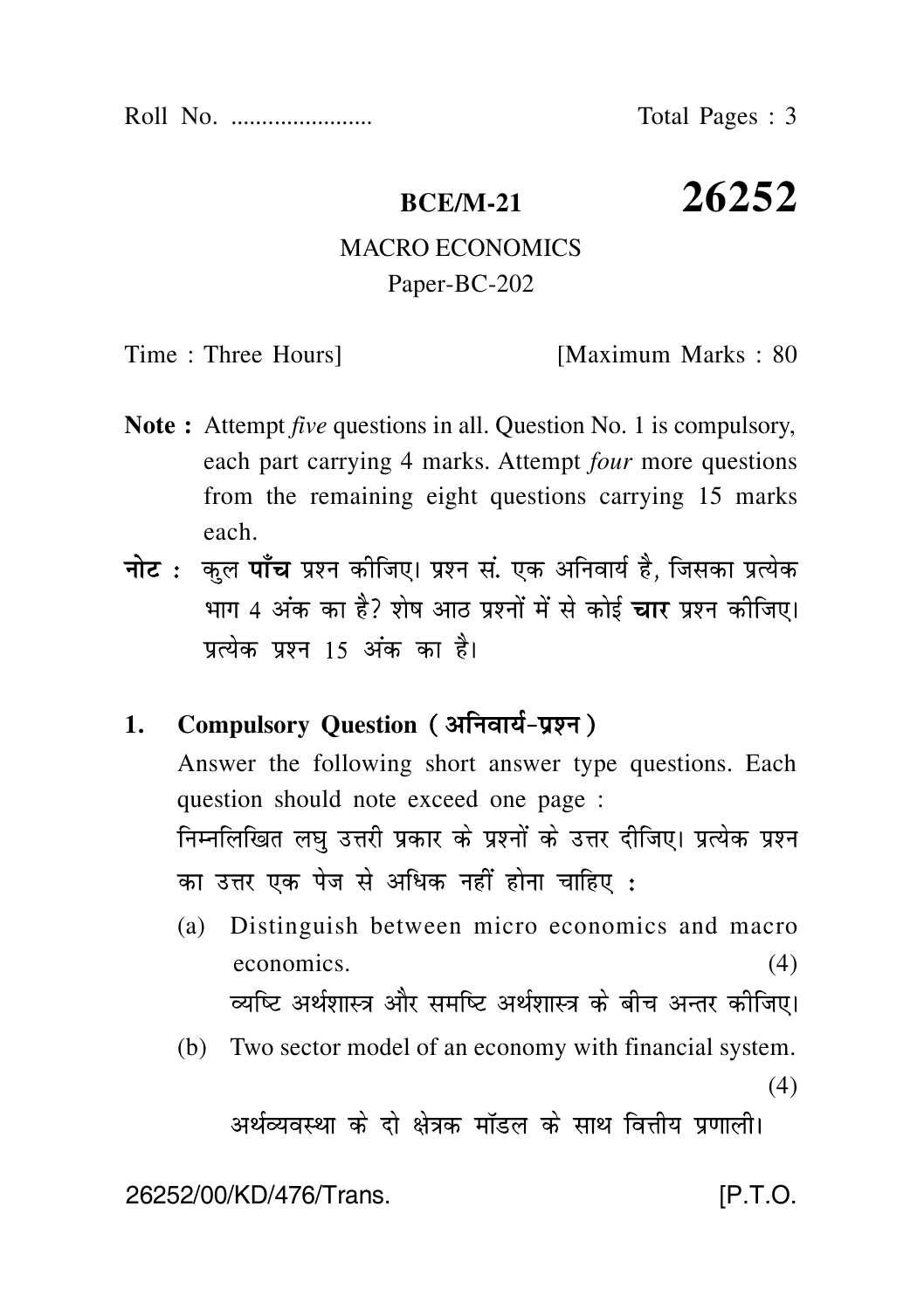Roll No. ....................... Total Pages : 3

# BCE/M-21 26252

## MACRO ECONOMICS

Paper-BC-202

Time : Three Hours] [Maximum Marks : 80

**Note :** Attempt *five* questions in all. Question No. 1 is compulsory, each part carrying 4 marks. Attempt *four* more questions from the remaining eight questions carrying 15 marks each.

**नोट :** कुल **पाँच** प्रश्न कीजिए। प्रश्न सं. एक अनिवार्य है, जिसका प्रत्येक भाग 4 अंक का है? शेष आठ प्रश्नों में से कोई **चार** प्रश्न कीजिए। प्रत्येक प्रश्न 15 अंक का है।

**1. Compulsory Question ( अनिवार्य-प्रश्न )**

Answer the following short answer type questions. Each question should note exceed one page :

निम्नलिखित लघु उत्तरी प्रकार के प्रश्नों के उत्तर दीजिए। प्रत्येक प्रश्न का उत्तर एक पेज से अधिक नहीं होना चाहिए :

(a) Distinguish between micro economics and macro economics. (4)

व्यष्टि अर्थशास्त्र और समष्टि अर्थशास्त्र के बीच अन्तर कीजिए।

(b) Two sector model of an economy with financial system. (4)

अर्थव्यवस्था के दो क्षेत्रक मॉडल के साथ वित्तीय प्रणाली।

26252/00/KD/476/Trans. [P.T.O.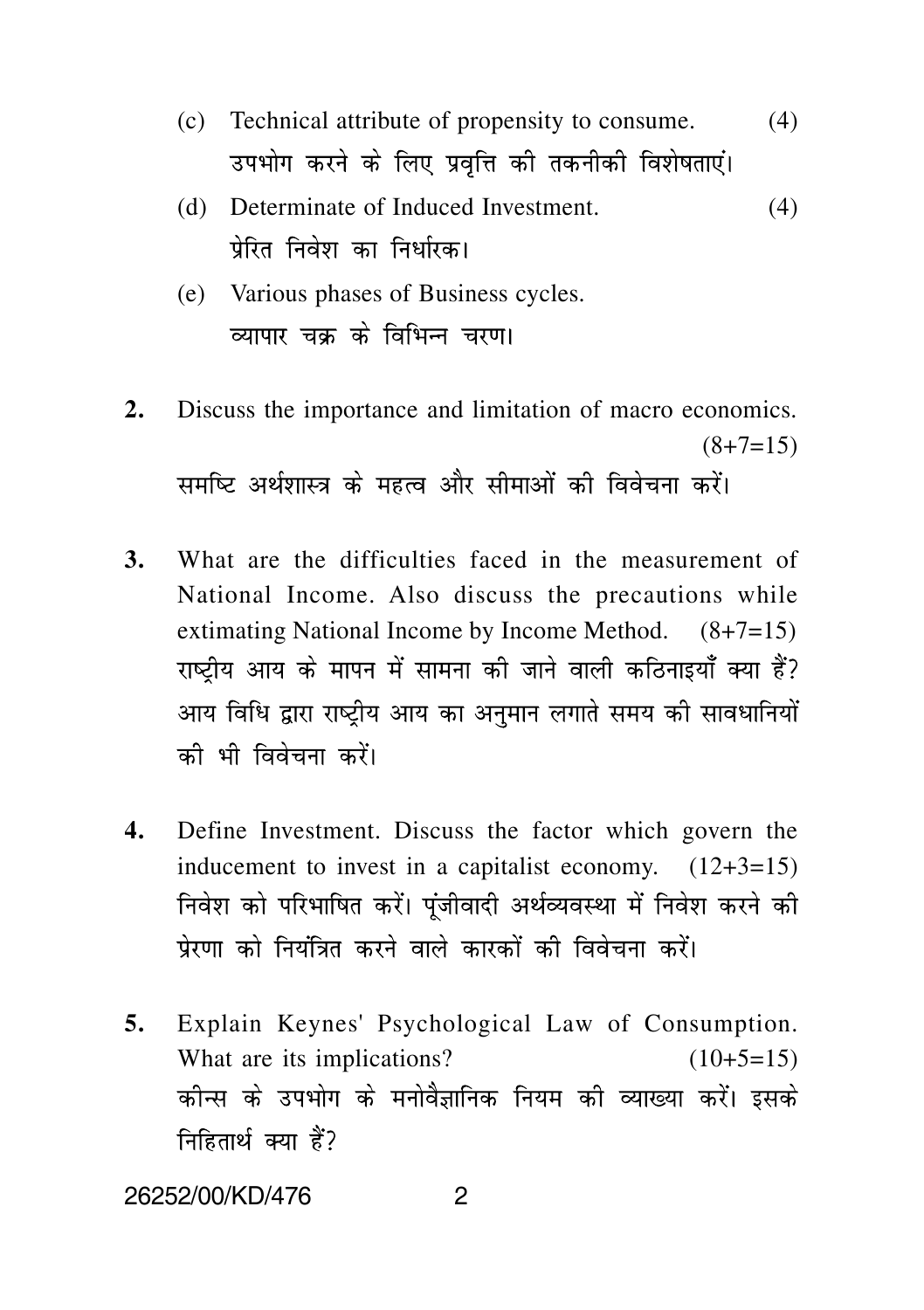(c) Technical attribute of propensity to consume. (4)
उपभोग करने के लिए प्रवृत्ति की तकनीकी विशेषताएं।

(d) Determinate of Induced Investment. (4)
प्रेरित निवेश का निर्धारक।

(e) Various phases of Business cycles.
व्यापार चक्र के विभिन्न चरण।

**2.** Discuss the importance and limitation of macro economics. (8+7=15)
समष्टि अर्थशास्त्र के महत्व और सीमाओं की विवेचना करें।

**3.** What are the difficulties faced in the measurement of National Income. Also discuss the precautions while extimating National Income by Income Method. (8+7=15)
राष्ट्रीय आय के मापन में सामना की जाने वाली कठिनाइयाँ क्या हैं? आय विधि द्वारा राष्ट्रीय आय का अनुमान लगाते समय की सावधानियों की भी विवेचना करें।

**4.** Define Investment. Discuss the factor which govern the inducement to invest in a capitalist economy. (12+3=15)
निवेश को परिभाषित करें। पूंजीवादी अर्थव्यवस्था में निवेश करने की प्रेरणा को नियंत्रित करने वाले कारकों की विवेचना करें।

**5.** Explain Keynes' Psychological Law of Consumption. What are its implications? (10+5=15)
कीन्स के उपभोग के मनोवैज्ञानिक नियम की व्याख्या करें। इसके निहितार्थ क्या हैं?

26252/00/KD/476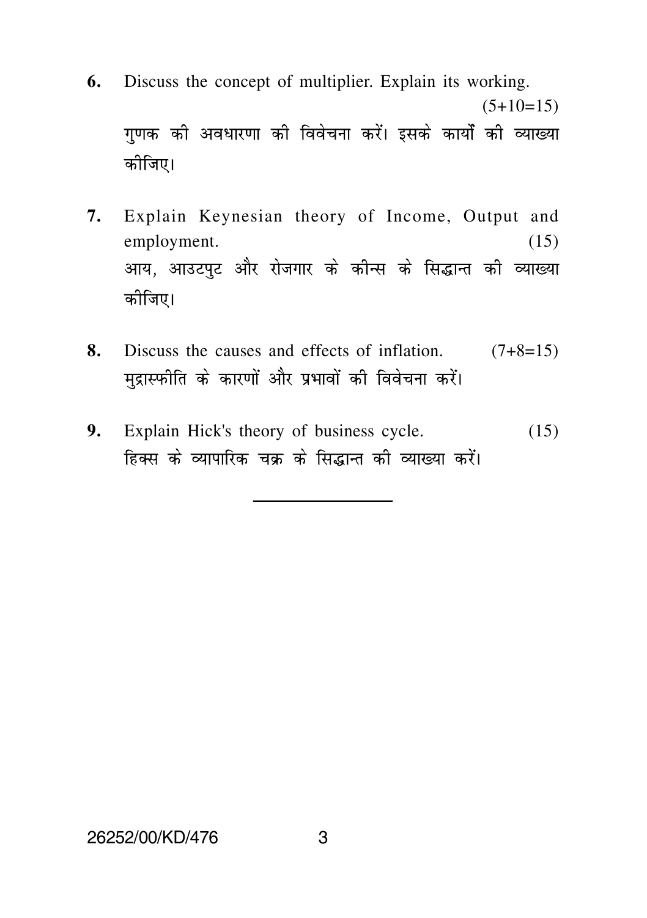6. Discuss the concept of multiplier. Explain its working. (5+10=15)
गुणक की अवधारणा की विवेचना करें। इसके कार्यों की व्याख्या कीजिए।

7. Explain Keynesian theory of Income, Output and employment. (15)
आय, आउटपुट और रोजगार के कीन्स के सिद्धान्त की व्याख्या कीजिए।

8. Discuss the causes and effects of inflation. (7+8=15)
मुद्रास्फीति के कारणों और प्रभावों की विवेचना करें।

9. Explain Hick's theory of business cycle. (15)
हिक्स के व्यापारिक चक्र के सिद्धान्त की व्याख्या करें।

---

26252/00/KD/476